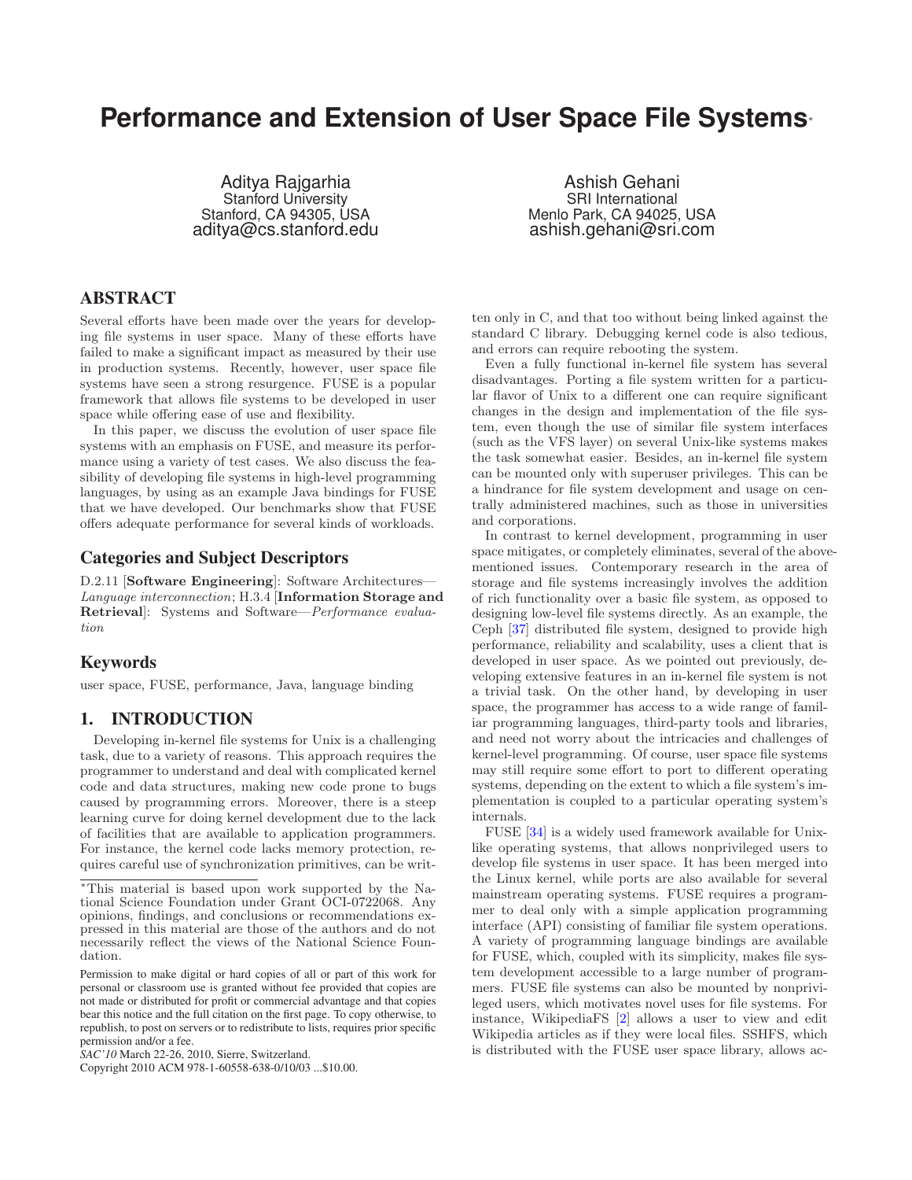# Performance and Extension of User Space File Systems*

Aditya Rajgarhia
Stanford University
Stanford, CA 94305, USA
aditya@cs.stanford.edu

Ashish Gehani
SRI International
Menlo Park, CA 94025, USA
ashish.gehani@sri.com

## ABSTRACT

Several efforts have been made over the years for developing file systems in user space. Many of these efforts have failed to make a significant impact as measured by their use in production systems. Recently, however, user space file systems have seen a strong resurgence. FUSE is a popular framework that allows file systems to be developed in user space while offering ease of use and flexibility.

In this paper, we discuss the evolution of user space file systems with an emphasis on FUSE, and measure its performance using a variety of test cases. We also discuss the feasibility of developing file systems in high-level programming languages, by using as an example Java bindings for FUSE that we have developed. Our benchmarks show that FUSE offers adequate performance for several kinds of workloads.

## Categories and Subject Descriptors

D.2.11 [**Software Engineering**]: Software Architectures—*Language interconnection*; H.3.4 [**Information Storage and Retrieval**]: Systems and Software—*Performance evaluation*

## Keywords

user space, FUSE, performance, Java, language binding

## 1. INTRODUCTION

Developing in-kernel file systems for Unix is a challenging task, due to a variety of reasons. This approach requires the programmer to understand and deal with complicated kernel code and data structures, making new code prone to bugs caused by programming errors. Moreover, there is a steep learning curve for doing kernel development due to the lack of facilities that are available to application programmers. For instance, the kernel code lacks memory protection, requires careful use of synchronization primitives, can be written only in C, and that too without being linked against the standard C library. Debugging kernel code is also tedious, and errors can require rebooting the system.

Even a fully functional in-kernel file system has several disadvantages. Porting a file system written for a particular flavor of Unix to a different one can require significant changes in the design and implementation of the file system, even though the use of similar file system interfaces (such as the VFS layer) on several Unix-like systems makes the task somewhat easier. Besides, an in-kernel file system can be mounted only with superuser privileges. This can be a hindrance for file system development and usage on centrally administered machines, such as those in universities and corporations.

In contrast to kernel development, programming in user space mitigates, or completely eliminates, several of the above-mentioned issues. Contemporary research in the area of storage and file systems increasingly involves the addition of rich functionality over a basic file system, as opposed to designing low-level file systems directly. As an example, the Ceph [37] distributed file system, designed to provide high performance, reliability and scalability, uses a client that is developed in user space. As we pointed out previously, developing extensive features in an in-kernel file system is not a trivial task. On the other hand, by developing in user space, the programmer has access to a wide range of familiar programming languages, third-party tools and libraries, and need not worry about the intricacies and challenges of kernel-level programming. Of course, user space file systems may still require some effort to port to different operating systems, depending on the extent to which a file system's implementation is coupled to a particular operating system's internals.

FUSE [34] is a widely used framework available for Unix-like operating systems, that allows nonprivileged users to develop file systems in user space. It has been merged into the Linux kernel, while ports are also available for several mainstream operating systems. FUSE requires a programmer to deal only with a simple application programming interface (API) consisting of familiar file system operations. A variety of programming language bindings are available for FUSE, which, coupled with its simplicity, makes file system development accessible to a large number of programmers. FUSE file systems can also be mounted by nonprivileged users, which motivates novel uses for file systems. For instance, WikipediaFS [2] allows a user to view and edit Wikipedia articles as if they were local files. SSHFS, which is distributed with the FUSE user space library, allows ac-

*This material is based upon work supported by the National Science Foundation under Grant OCI-0722068. Any opinions, findings, and conclusions or recommendations expressed in this material are those of the authors and do not necessarily reflect the views of the National Science Foundation.

Permission to make digital or hard copies of all or part of this work for personal or classroom use is granted without fee provided that copies are not made or distributed for profit or commercial advantage and that copies bear this notice and the full citation on the first page. To copy otherwise, to republish, to post on servers or to redistribute to lists, requires prior specific permission and/or a fee.
*SAC'10* March 22-26, 2010, Sierre, Switzerland.
Copyright 2010 ACM 978-1-60558-638-0/10/03 ...$10.00.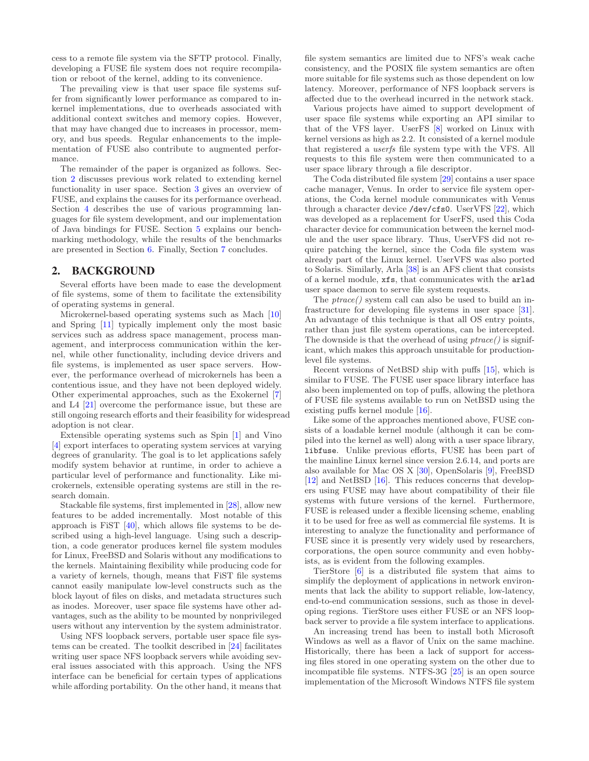cess to a remote file system via the SFTP protocol. Finally, developing a FUSE file system does not require recompilation or reboot of the kernel, adding to its convenience.

The prevailing view is that user space file systems suffer from significantly lower performance as compared to in-kernel implementations, due to overheads associated with additional context switches and memory copies. However, that may have changed due to increases in processor, memory, and bus speeds. Regular enhancements to the implementation of FUSE also contribute to augmented performance.

The remainder of the paper is organized as follows. Section 2 discusses previous work related to extending kernel functionality in user space. Section 3 gives an overview of FUSE, and explains the causes for its performance overhead. Section 4 describes the use of various programming languages for file system development, and our implementation of Java bindings for FUSE. Section 5 explains our benchmarking methodology, while the results of the benchmarks are presented in Section 6. Finally, Section 7 concludes.

## 2. BACKGROUND

Several efforts have been made to ease the development of file systems, some of them to facilitate the extensibility of operating systems in general.

Microkernel-based operating systems such as Mach [10] and Spring [11] typically implement only the most basic services such as address space management, process management, and interprocess communication within the kernel, while other functionality, including device drivers and file systems, is implemented as user space servers. However, the performance overhead of microkernels has been a contentious issue, and they have not been deployed widely. Other experimental approaches, such as the Exokernel [7] and L4 [21] overcome the performance issue, but these are still ongoing research efforts and their feasibility for widespread adoption is not clear.

Extensible operating systems such as Spin [1] and Vino [4] export interfaces to operating system services at varying degrees of granularity. The goal is to let applications safely modify system behavior at runtime, in order to achieve a particular level of performance and functionality. Like microkernels, extensible operating systems are still in the research domain.

Stackable file systems, first implemented in [28], allow new features to be added incrementally. Most notable of this approach is FiST [40], which allows file systems to be described using a high-level language. Using such a description, a code generator produces kernel file system modules for Linux, FreeBSD and Solaris without any modifications to the kernels. Maintaining flexibility while producing code for a variety of kernels, though, means that FiST file systems cannot easily manipulate low-level constructs such as the block layout of files on disks, and metadata structures such as inodes. Moreover, user space file systems have other advantages, such as the ability to be mounted by nonprivileged users without any intervention by the system administrator.

Using NFS loopback servers, portable user space file systems can be created. The toolkit described in [24] facilitates writing user space NFS loopback servers while avoiding several issues associated with this approach. Using the NFS interface can be beneficial for certain types of applications while affording portability. On the other hand, it means that file system semantics are limited due to NFS's weak cache consistency, and the POSIX file system semantics are often more suitable for file systems such as those dependent on low latency. Moreover, performance of NFS loopback servers is affected due to the overhead incurred in the network stack.

Various projects have aimed to support development of user space file systems while exporting an API similar to that of the VFS layer. UserFS [8] worked on Linux with kernel versions as high as 2.2. It consisted of a kernel module that registered a *userfs* file system type with the VFS. All requests to this file system were then communicated to a user space library through a file descriptor.

The Coda distributed file system [29] contains a user space cache manager, Venus. In order to service file system operations, the Coda kernel module communicates with Venus through a character device `/dev/cfs0`. UserVFS [22], which was developed as a replacement for UserFS, used this Coda character device for communication between the kernel module and the user space library. Thus, UserVFS did not require patching the kernel, since the Coda file system was already part of the Linux kernel. UserVFS was also ported to Solaris. Similarly, Arla [38] is an AFS client that consists of a kernel module, `xfs`, that communicates with the `arlad` user space daemon to serve file system requests.

The *ptrace()* system call can also be used to build an infrastructure for developing file systems in user space [31]. An advantage of this technique is that all OS entry points, rather than just file system operations, can be intercepted. The downside is that the overhead of using *ptrace()* is significant, which makes this approach unsuitable for production-level file systems.

Recent versions of NetBSD ship with puffs [15], which is similar to FUSE. The FUSE user space library interface has also been implemented on top of puffs, allowing the plethora of FUSE file systems available to run on NetBSD using the existing puffs kernel module [16].

Like some of the approaches mentioned above, FUSE consists of a loadable kernel module (although it can be compiled into the kernel as well) along with a user space library, `libfuse`. Unlike previous efforts, FUSE has been part of the mainline Linux kernel since version 2.6.14, and ports are also available for Mac OS X [30], OpenSolaris [9], FreeBSD [12] and NetBSD [16]. This reduces concerns that developers using FUSE may have about compatibility of their file systems with future versions of the kernel. Furthermore, FUSE is released under a flexible licensing scheme, enabling it to be used for free as well as commercial file systems. It is interesting to analyze the functionality and performance of FUSE since it is presently very widely used by researchers, corporations, the open source community and even hobbyists, as is evident from the following examples.

TierStore [6] is a distributed file system that aims to simplify the deployment of applications in network environments that lack the ability to support reliable, low-latency, end-to-end communication sessions, such as those in developing regions. TierStore uses either FUSE or an NFS loopback server to provide a file system interface to applications.

An increasing trend has been to install both Microsoft Windows as well as a flavor of Unix on the same machine. Historically, there has been a lack of support for accessing files stored in one operating system on the other due to incompatible file systems. NTFS-3G [25] is an open source implementation of the Microsoft Windows NTFS file system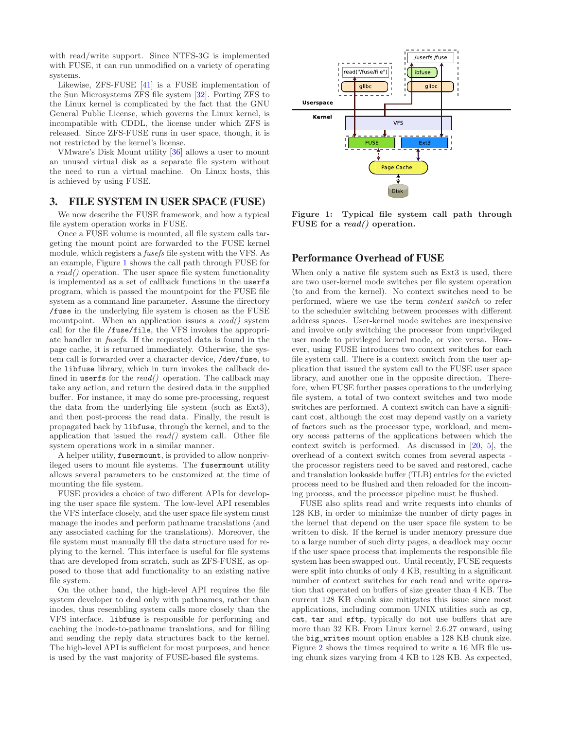with read/write support. Since NTFS-3G is implemented with FUSE, it can run unmodified on a variety of operating systems.

Likewise, ZFS-FUSE [41] is a FUSE implementation of the Sun Microsystems ZFS file system [32]. Porting ZFS to the Linux kernel is complicated by the fact that the GNU General Public License, which governs the Linux kernel, is incompatible with CDDL, the license under which ZFS is released. Since ZFS-FUSE runs in user space, though, it is not restricted by the kernel's license.

VMware's Disk Mount utility [36] allows a user to mount an unused virtual disk as a separate file system without the need to run a virtual machine. On Linux hosts, this is achieved by using FUSE.

## 3. FILE SYSTEM IN USER SPACE (FUSE)

We now describe the FUSE framework, and how a typical file system operation works in FUSE.

Once a FUSE volume is mounted, all file system calls targeting the mount point are forwarded to the FUSE kernel module, which registers a *fusefs* file system with the VFS. As an example, Figure 1 shows the call path through FUSE for a *read()* operation. The user space file system functionality is implemented as a set of callback functions in the `userfs` program, which is passed the mountpoint for the FUSE file system as a command line parameter. Assume the directory `/fuse` in the underlying file system is chosen as the FUSE mountpoint. When an application issues a *read()* system call for the file `/fuse/file`, the VFS invokes the appropriate handler in *fusefs*. If the requested data is found in the page cache, it is returned immediately. Otherwise, the system call is forwarded over a character device, `/dev/fuse`, to the `libfuse` library, which in turn invokes the callback defined in `userfs` for the *read()* operation. The callback may take any action, and return the desired data in the supplied buffer. For instance, it may do some pre-processing, request the data from the underlying file system (such as Ext3), and then post-process the read data. Finally, the result is propagated back by `libfuse`, through the kernel, and to the application that issued the *read()* system call. Other file system operations work in a similar manner.

A helper utility, `fusermount`, is provided to allow nonprivileged users to mount file systems. The `fusermount` utility allows several parameters to be customized at the time of mounting the file system.

FUSE provides a choice of two different APIs for developing the user space file system. The low-level API resembles the VFS interface closely, and the user space file system must manage the inodes and perform pathname translations (and any associated caching for the translations). Moreover, the file system must manually fill the data structure used for replying to the kernel. This interface is useful for file systems that are developed from scratch, such as ZFS-FUSE, as opposed to those that add functionality to an existing native file system.

On the other hand, the high-level API requires the file system developer to deal only with pathnames, rather than inodes, thus resembling system calls more closely than the VFS interface. `libfuse` is responsible for performing and caching the inode-to-pathname translations, and for filling and sending the reply data structures back to the kernel. The high-level API is sufficient for most purposes, and hence is used by the vast majority of FUSE-based file systems.

read("/fuse/file")
glibc
./userfs /fuse
libfuse
glibc
Userspace
Kernel
VFS
FUSE
Ext3
Page Cache
Disk

**Figure 1: Typical file system call path through FUSE for a *read()* operation.**

## Performance Overhead of FUSE

When only a native file system such as Ext3 is used, there are two user-kernel mode switches per file system operation (to and from the kernel). No context switches need to be performed, where we use the term *context switch* to refer to the scheduler switching between processes with different address spaces. User-kernel mode switches are inexpensive and involve only switching the processor from unprivileged user mode to privileged kernel mode, or vice versa. However, using FUSE introduces two context switches for each file system call. There is a context switch from the user application that issued the system call to the FUSE user space library, and another one in the opposite direction. Therefore, when FUSE further passes operations to the underlying file system, a total of two context switches and two mode switches are performed. A context switch can have a significant cost, although the cost may depend vastly on a variety of factors such as the processor type, workload, and memory access patterns of the applications between which the context switch is performed. As discussed in [20, 5], the overhead of a context switch comes from several aspects - the processor registers need to be saved and restored, cache and translation lookaside buffer (TLB) entries for the evicted process need to be flushed and then reloaded for the incoming process, and the processor pipeline must be flushed.

FUSE also splits read and write requests into chunks of 128 KB, in order to minimize the number of dirty pages in the kernel that depend on the user space file system to be written to disk. If the kernel is under memory pressure due to a large number of such dirty pages, a deadlock may occur if the user space process that implements the responsible file system has been swapped out. Until recently, FUSE requests were split into chunks of only 4 KB, resulting in a significant number of context switches for each read and write operation that operated on buffers of size greater than 4 KB. The current 128 KB chunk size mitigates this issue since most applications, including common UNIX utilities such as `cp`, `cat`, `tar` and `sftp`, typically do not use buffers that are more than 32 KB. From Linux kernel 2.6.27 onward, using the `big_writes` mount option enables a 128 KB chunk size. Figure 2 shows the times required to write a 16 MB file using chunk sizes varying from 4 KB to 128 KB. As expected,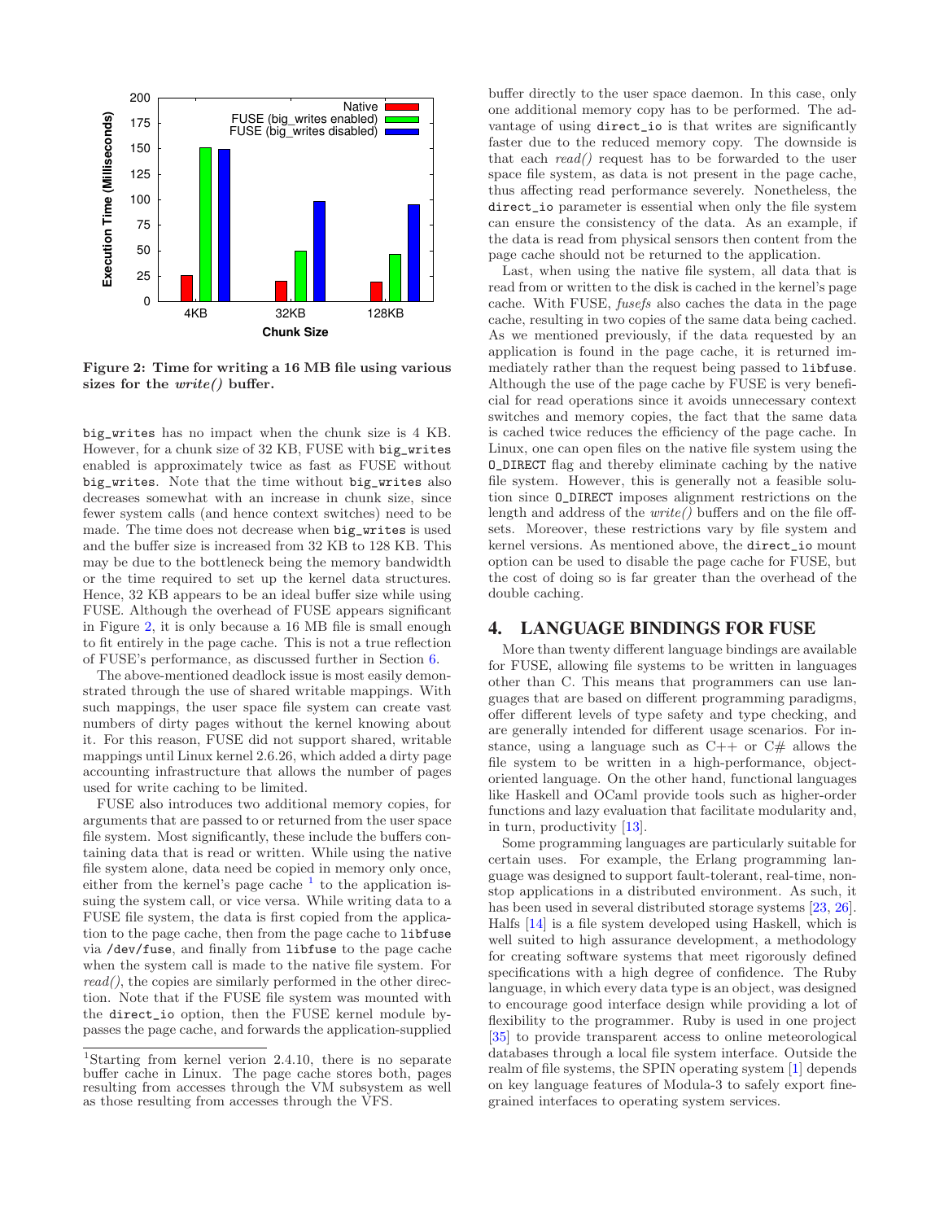200
175
150
125
100
75
50
25
0

Execution Time (Milliseconds)

Native
FUSE (big_writes enabled)
FUSE (big_writes disabled)

4KB
32KB
128KB

Chunk Size

**Figure 2: Time for writing a 16 MB file using various sizes for the *write()* buffer.**

big_writes has no impact when the chunk size is 4 KB. However, for a chunk size of 32 KB, FUSE with big_writes enabled is approximately twice as fast as FUSE without big_writes. Note that the time without big_writes also decreases somewhat with an increase in chunk size, since fewer system calls (and hence context switches) need to be made. The time does not decrease when big_writes is used and the buffer size is increased from 32 KB to 128 KB. This may be due to the bottleneck being the memory bandwidth or the time required to set up the kernel data structures. Hence, 32 KB appears to be an ideal buffer size while using FUSE. Although the overhead of FUSE appears significant in Figure 2, it is only because a 16 MB file is small enough to fit entirely in the page cache. This is not a true reflection of FUSE's performance, as discussed further in Section 6.

The above-mentioned deadlock issue is most easily demonstrated through the use of shared writable mappings. With such mappings, the user space file system can create vast numbers of dirty pages without the kernel knowing about it. For this reason, FUSE did not support shared, writable mappings until Linux kernel 2.6.26, which added a dirty page accounting infrastructure that allows the number of pages used for write caching to be limited.

FUSE also introduces two additional memory copies, for arguments that are passed to or returned from the user space file system. Most significantly, these include the buffers containing data that is read or written. While using the native file system alone, data need be copied in memory only once, either from the kernel's page cache [1] to the application issuing the system call, or vice versa. While writing data to a FUSE file system, the data is first copied from the application to the page cache, then from the page cache to libfuse via /dev/fuse, and finally from libfuse to the page cache when the system call is made to the native file system. For *read()*, the copies are similarly performed in the other direction. Note that if the FUSE file system was mounted with the direct_io option, then the FUSE kernel module bypasses the page cache, and forwards the application-supplied buffer directly to the user space daemon. In this case, only one additional memory copy has to be performed. The advantage of using direct_io is that writes are significantly faster due to the reduced memory copy. The downside is that each *read()* request has to be forwarded to the user space file system, as data is not present in the page cache, thus affecting read performance severely. Nonetheless, the direct_io parameter is essential when only the file system can ensure the consistency of the data. As an example, if the data is read from physical sensors then content from the page cache should not be returned to the application.

Last, when using the native file system, all data that is read from or written to the disk is cached in the kernel's page cache. With FUSE, *fusefs* also caches the data in the page cache, resulting in two copies of the same data being cached. As we mentioned previously, if the data requested by an application is found in the page cache, it is returned immediately rather than the request being passed to libfuse. Although the use of the page cache by FUSE is very beneficial for read operations since it avoids unnecessary context switches and memory copies, the fact that the same data is cached twice reduces the efficiency of the page cache. In Linux, one can open files on the native file system using the O_DIRECT flag and thereby eliminate caching by the native file system. However, this is generally not a feasible solution since O_DIRECT imposes alignment restrictions on the length and address of the *write()* buffers and on the file offsets. Moreover, these restrictions vary by file system and kernel versions. As mentioned above, the direct_io mount option can be used to disable the page cache for FUSE, but the cost of doing so is far greater than the overhead of the double caching.

## 4. LANGUAGE BINDINGS FOR FUSE

More than twenty different language bindings are available for FUSE, allowing file systems to be written in languages other than C. This means that programmers can use languages that are based on different programming paradigms, offer different levels of type safety and type checking, and are generally intended for different usage scenarios. For instance, using a language such as C++ or C# allows the file system to be written in a high-performance, object-oriented language. On the other hand, functional languages like Haskell and OCaml provide tools such as higher-order functions and lazy evaluation that facilitate modularity and, in turn, productivity [13].

Some programming languages are particularly suitable for certain uses. For example, the Erlang programming language was designed to support fault-tolerant, real-time, non-stop applications in a distributed environment. As such, it has been used in several distributed storage systems [23, 26]. Halfs [14] is a file system developed using Haskell, which is well suited to high assurance development, a methodology for creating software systems that meet rigorously defined specifications with a high degree of confidence. The Ruby language, in which every data type is an object, was designed to encourage good interface design while providing a lot of flexibility to the programmer. Ruby is used in one project [35] to provide transparent access to online meteorological databases through a local file system interface. Outside the realm of file systems, the SPIN operating system [1] depends on key language features of Modula-3 to safely export fine-grained interfaces to operating system services.

[1] Starting from kernel verion 2.4.10, there is no separate buffer cache in Linux. The page cache stores both, pages resulting from accesses through the VM subsystem as well as those resulting from accesses through the VFS.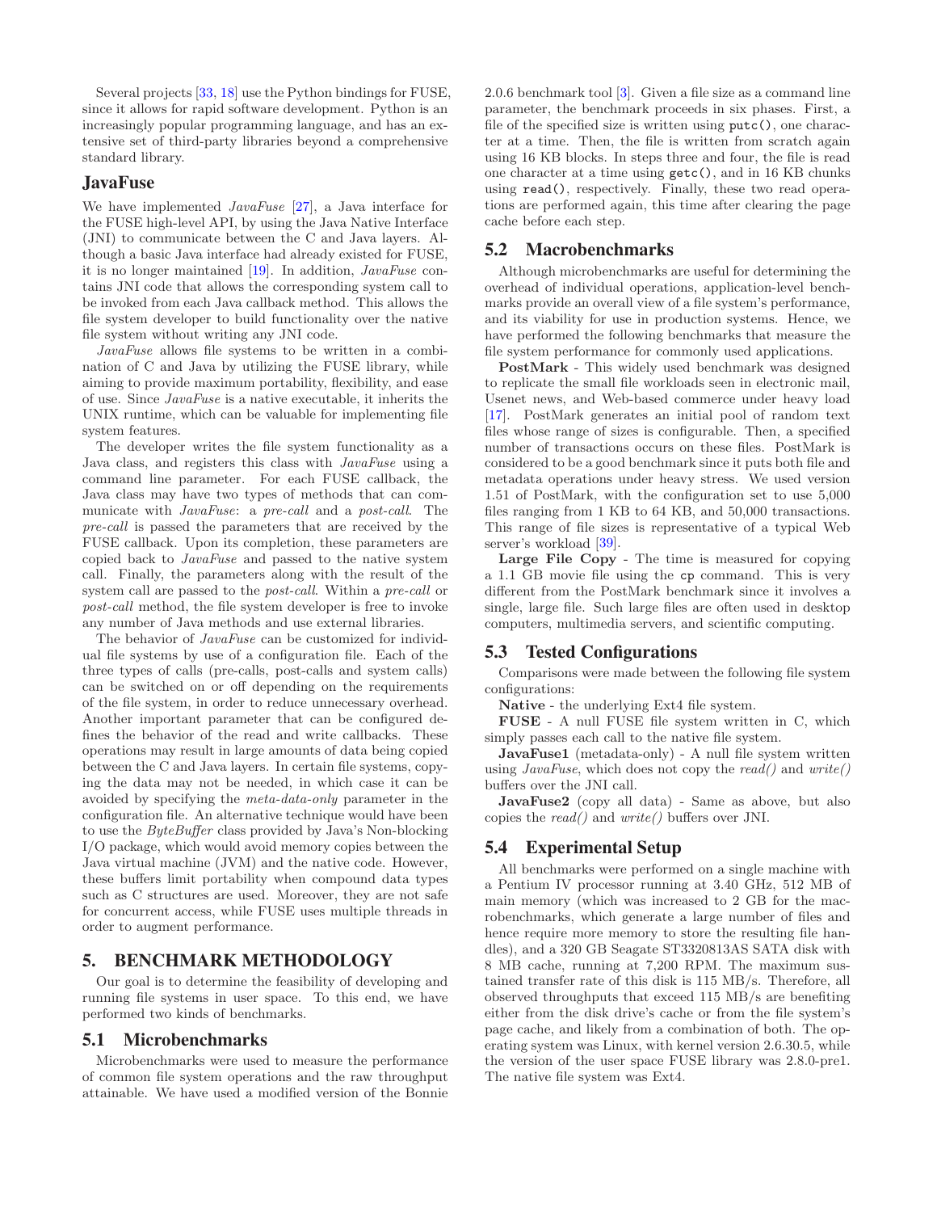Several projects [33, 18] use the Python bindings for FUSE, since it allows for rapid software development. Python is an increasingly popular programming language, and has an extensive set of third-party libraries beyond a comprehensive standard library.

### JavaFuse

We have implemented *JavaFuse* [27], a Java interface for the FUSE high-level API, by using the Java Native Interface (JNI) to communicate between the C and Java layers. Although a basic Java interface had already existed for FUSE, it is no longer maintained [19]. In addition, *JavaFuse* contains JNI code that allows the corresponding system call to be invoked from each Java callback method. This allows the file system developer to build functionality over the native file system without writing any JNI code.

*JavaFuse* allows file systems to be written in a combination of C and Java by utilizing the FUSE library, while aiming to provide maximum portability, flexibility, and ease of use. Since *JavaFuse* is a native executable, it inherits the UNIX runtime, which can be valuable for implementing file system features.

The developer writes the file system functionality as a Java class, and registers this class with *JavaFuse* using a command line parameter. For each FUSE callback, the Java class may have two types of methods that can communicate with *JavaFuse*: a *pre-call* and a *post-call*. The *pre-call* is passed the parameters that are received by the FUSE callback. Upon its completion, these parameters are copied back to *JavaFuse* and passed to the native system call. Finally, the parameters along with the result of the system call are passed to the *post-call*. Within a *pre-call* or *post-call* method, the file system developer is free to invoke any number of Java methods and use external libraries.

The behavior of *JavaFuse* can be customized for individual file systems by use of a configuration file. Each of the three types of calls (pre-calls, post-calls and system calls) can be switched on or off depending on the requirements of the file system, in order to reduce unnecessary overhead. Another important parameter that can be configured defines the behavior of the read and write callbacks. These operations may result in large amounts of data being copied between the C and Java layers. In certain file systems, copying the data may not be needed, in which case it can be avoided by specifying the *meta-data-only* parameter in the configuration file. An alternative technique would have been to use the *ByteBuffer* class provided by Java's Non-blocking I/O package, which would avoid memory copies between the Java virtual machine (JVM) and the native code. However, these buffers limit portability when compound data types such as C structures are used. Moreover, they are not safe for concurrent access, while FUSE uses multiple threads in order to augment performance.

## 5. BENCHMARK METHODOLOGY

Our goal is to determine the feasibility of developing and running file systems in user space. To this end, we have performed two kinds of benchmarks.

### 5.1 Microbenchmarks

Microbenchmarks were used to measure the performance of common file system operations and the raw throughput attainable. We have used a modified version of the Bonnie 2.0.6 benchmark tool [3]. Given a file size as a command line parameter, the benchmark proceeds in six phases. First, a file of the specified size is written using `putc()`, one character at a time. Then, the file is written from scratch again using 16 KB blocks. In steps three and four, the file is read one character at a time using `getc()`, and in 16 KB chunks using `read()`, respectively. Finally, these two read operations are performed again, this time after clearing the page cache before each step.

### 5.2 Macrobenchmarks

Although microbenchmarks are useful for determining the overhead of individual operations, application-level benchmarks provide an overall view of a file system's performance, and its viability for use in production systems. Hence, we have performed the following benchmarks that measure the file system performance for commonly used applications.

**PostMark** - This widely used benchmark was designed to replicate the small file workloads seen in electronic mail, Usenet news, and Web-based commerce under heavy load [17]. PostMark generates an initial pool of random text files whose range of sizes is configurable. Then, a specified number of transactions occurs on these files. PostMark is considered to be a good benchmark since it puts both file and metadata operations under heavy stress. We used version 1.51 of PostMark, with the configuration set to use 5,000 files ranging from 1 KB to 64 KB, and 50,000 transactions. This range of file sizes is representative of a typical Web server's workload [39].

**Large File Copy** - The time is measured for copying a 1.1 GB movie file using the `cp` command. This is very different from the PostMark benchmark since it involves a single, large file. Such large files are often used in desktop computers, multimedia servers, and scientific computing.

### 5.3 Tested Configurations

Comparisons were made between the following file system configurations:

**Native** - the underlying Ext4 file system.

**FUSE** - A null FUSE file system written in C, which simply passes each call to the native file system.

**JavaFuse1** (metadata-only) - A null file system written using *JavaFuse*, which does not copy the *read()* and *write()* buffers over the JNI call.

**JavaFuse2** (copy all data) - Same as above, but also copies the *read()* and *write()* buffers over JNI.

### 5.4 Experimental Setup

All benchmarks were performed on a single machine with a Pentium IV processor running at 3.40 GHz, 512 MB of main memory (which was increased to 2 GB for the macrobenchmarks, which generate a large number of files and hence require more memory to store the resulting file handles), and a 320 GB Seagate ST3320813AS SATA disk with 8 MB cache, running at 7,200 RPM. The maximum sustained transfer rate of this disk is 115 MB/s. Therefore, all observed throughputs that exceed 115 MB/s are benefiting either from the disk drive's cache or from the file system's page cache, and likely from a combination of both. The operating system was Linux, with kernel version 2.6.30.5, while the version of the user space FUSE library was 2.8.0-pre1. The native file system was Ext4.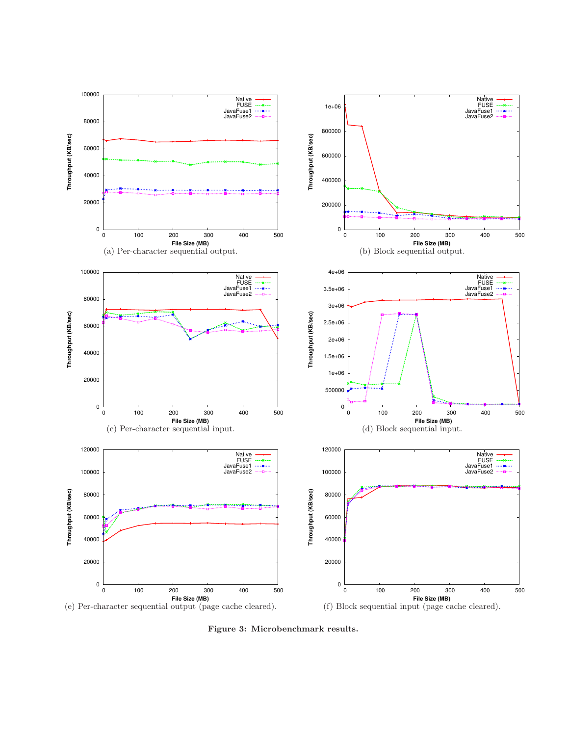(a) Per-character sequential output.

(b) Block sequential output.

(c) Per-character sequential input.

(d) Block sequential input.

(e) Per-character sequential output (page cache cleared).

(f) Block sequential input (page cache cleared).

**Figure 3: Microbenchmark results.**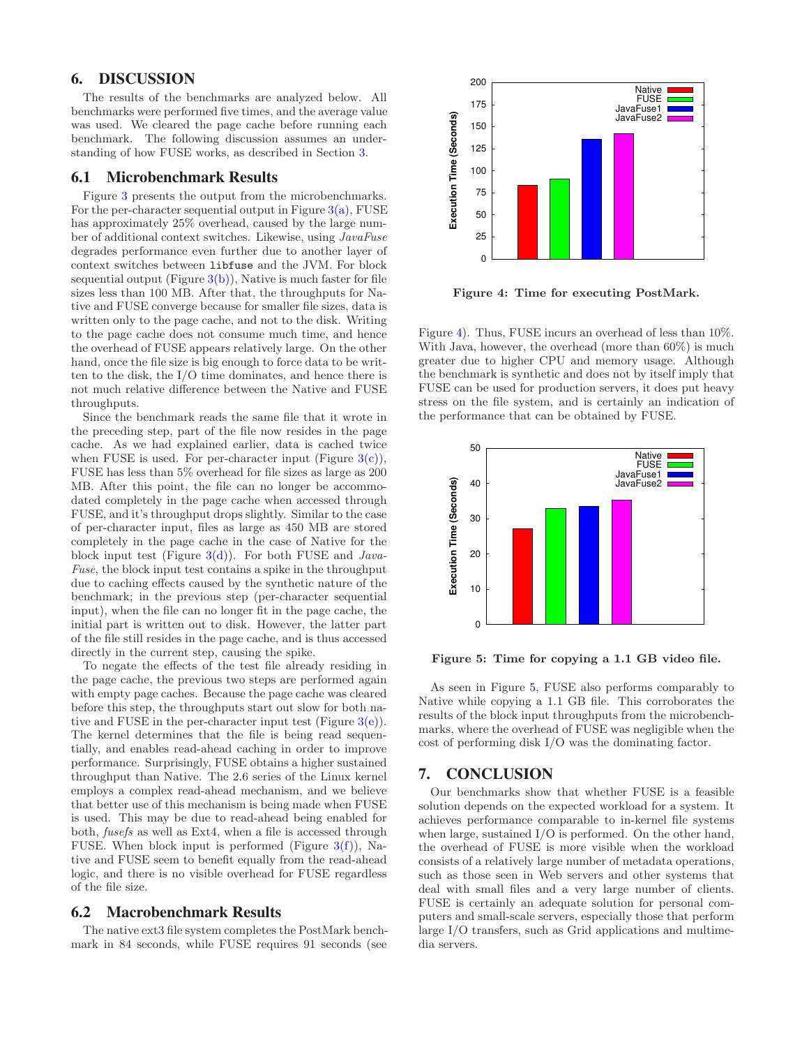## 6. DISCUSSION

The results of the benchmarks are analyzed below. All benchmarks were performed five times, and the average value was used. We cleared the page cache before running each benchmark. The following discussion assumes an understanding of how FUSE works, as described in Section 3.

### 6.1 Microbenchmark Results

Figure 3 presents the output from the microbenchmarks. For the per-character sequential output in Figure 3(a), FUSE has approximately 25% overhead, caused by the large number of additional context switches. Likewise, using *JavaFuse* degrades performance even further due to another layer of context switches between `libfuse` and the JVM. For block sequential output (Figure 3(b)), Native is much faster for file sizes less than 100 MB. After that, the throughputs for Native and FUSE converge because for smaller file sizes, data is written only to the page cache, and not to the disk. Writing to the page cache does not consume much time, and hence the overhead of FUSE appears relatively large. On the other hand, once the file size is big enough to force data to be written to the disk, the I/O time dominates, and hence there is not much relative difference between the Native and FUSE throughputs.

Since the benchmark reads the same file that it wrote in the preceding step, part of the file now resides in the page cache. As we had explained earlier, data is cached twice when FUSE is used. For per-character input (Figure 3(c)), FUSE has less than 5% overhead for file sizes as large as 200 MB. After this point, the file can no longer be accommodated completely in the page cache when accessed through FUSE, and it's throughput drops slightly. Similar to the case of per-character input, files as large as 450 MB are stored completely in the page cache in the case of Native for the block input test (Figure 3(d)). For both FUSE and *JavaFuse*, the block input test contains a spike in the throughput due to caching effects caused by the synthetic nature of the benchmark; in the previous step (per-character sequential input), when the file can no longer fit in the page cache, the initial part is written out to disk. However, the latter part of the file still resides in the page cache, and is thus accessed directly in the current step, causing the spike.

To negate the effects of the test file already residing in the page cache, the previous two steps are performed again with empty page caches. Because the page cache was cleared before this step, the throughputs start out slow for both native and FUSE in the per-character input test (Figure 3(e)). The kernel determines that the file is being read sequentially, and enables read-ahead caching in order to improve performance. Surprisingly, FUSE obtains a higher sustained throughput than Native. The 2.6 series of the Linux kernel employs a complex read-ahead mechanism, and we believe that better use of this mechanism is being made when FUSE is used. This may be due to read-ahead being enabled for both, *fusefs* as well as Ext4, when a file is accessed through FUSE. When block input is performed (Figure 3(f)), Native and FUSE seem to benefit equally from the read-ahead logic, and there is no visible overhead for FUSE regardless of the file size.

### 6.2 Macrobenchmark Results

The native ext3 file system completes the PostMark benchmark in 84 seconds, while FUSE requires 91 seconds (see Figure 4). Thus, FUSE incurs an overhead of less than 10%. With Java, however, the overhead (more than 60%) is much greater due to higher CPU and memory usage. Although the benchmark is synthetic and does not by itself imply that FUSE can be used for production servers, it does put heavy stress on the file system, and is certainly an indication of the performance that can be obtained by FUSE.

**Figure 4: Time for executing PostMark.**

**Figure 5: Time for copying a 1.1 GB video file.**

As seen in Figure 5, FUSE also performs comparably to Native while copying a 1.1 GB file. This corroborates the results of the block input throughputs from the microbenchmarks, where the overhead of FUSE was negligible when the cost of performing disk I/O was the dominating factor.

## 7. CONCLUSION

Our benchmarks show that whether FUSE is a feasible solution depends on the expected workload for a system. It achieves performance comparable to in-kernel file systems when large, sustained I/O is performed. On the other hand, the overhead of FUSE is more visible when the workload consists of a relatively large number of metadata operations, such as those seen in Web servers and other systems that deal with small files and a very large number of clients. FUSE is certainly an adequate solution for personal computers and small-scale servers, especially those that perform large I/O transfers, such as Grid applications and multimedia servers.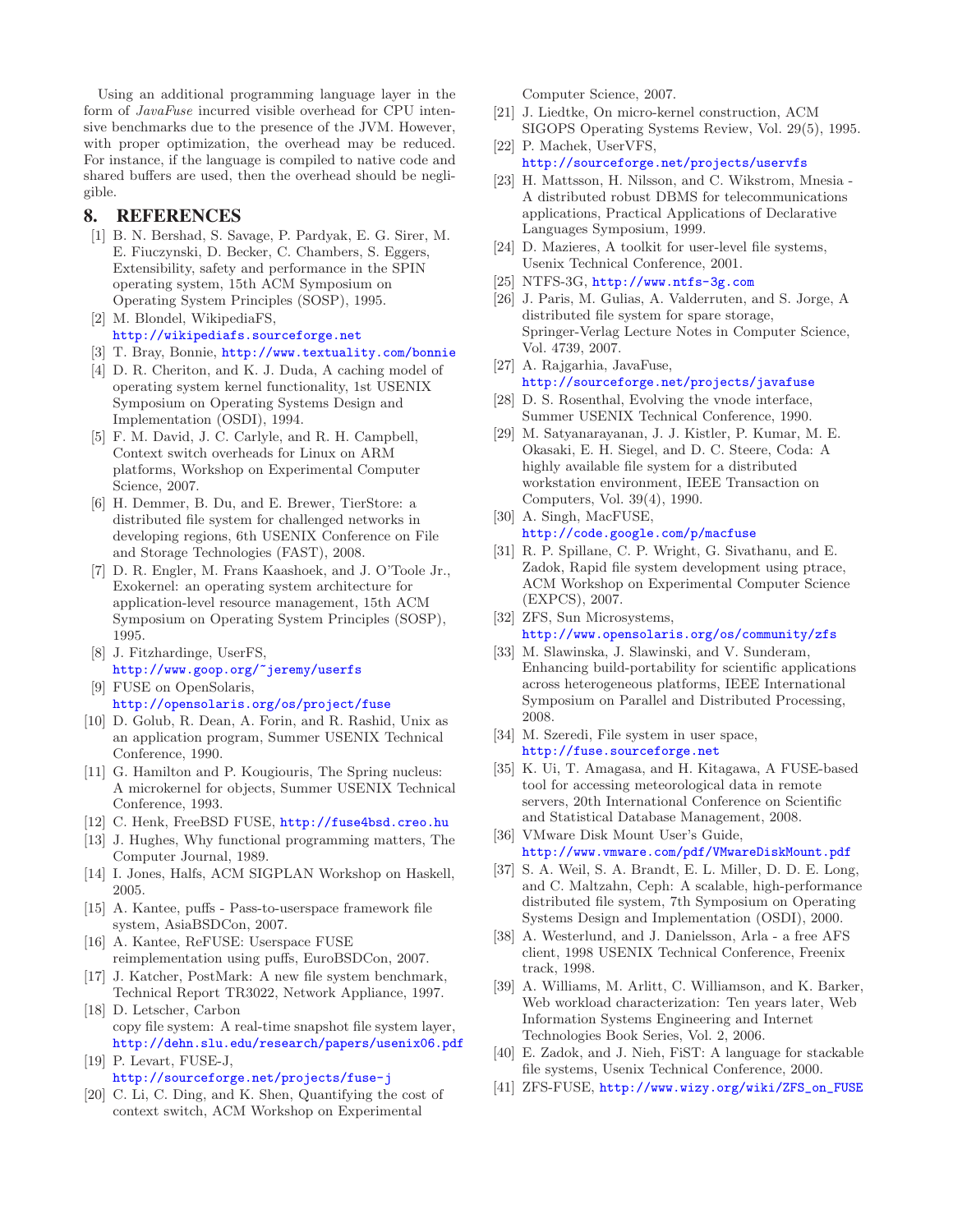Using an additional programming language layer in the form of *JavaFuse* incurred visible overhead for CPU intensive benchmarks due to the presence of the JVM. However, with proper optimization, the overhead may be reduced. For instance, if the language is compiled to native code and shared buffers are used, then the overhead should be negligible.

## 8. REFERENCES

[1] B. N. Bershad, S. Savage, P. Pardyak, E. G. Sirer, M. E. Fiuczynski, D. Becker, C. Chambers, S. Eggers, Extensibility, safety and performance in the SPIN operating system, 15th ACM Symposium on Operating System Principles (SOSP), 1995.

[2] M. Blondel, WikipediaFS, http://wikipediafs.sourceforge.net

[3] T. Bray, Bonnie, http://www.textuality.com/bonnie

[4] D. R. Cheriton, and K. J. Duda, A caching model of operating system kernel functionality, 1st USENIX Symposium on Operating Systems Design and Implementation (OSDI), 1994.

[5] F. M. David, J. C. Carlyle, and R. H. Campbell, Context switch overheads for Linux on ARM platforms, Workshop on Experimental Computer Science, 2007.

[6] H. Demmer, B. Du, and E. Brewer, TierStore: a distributed file system for challenged networks in developing regions, 6th USENIX Conference on File and Storage Technologies (FAST), 2008.

[7] D. R. Engler, M. Frans Kaashoek, and J. O'Toole Jr., Exokernel: an operating system architecture for application-level resource management, 15th ACM Symposium on Operating System Principles (SOSP), 1995.

[8] J. Fitzhardinge, UserFS, http://www.goop.org/~jeremy/userfs

[9] FUSE on OpenSolaris, http://opensolaris.org/os/project/fuse

[10] D. Golub, R. Dean, A. Forin, and R. Rashid, Unix as an application program, Summer USENIX Technical Conference, 1990.

[11] G. Hamilton and P. Kougiouris, The Spring nucleus: A microkernel for objects, Summer USENIX Technical Conference, 1993.

[12] C. Henk, FreeBSD FUSE, http://fuse4bsd.creo.hu

[13] J. Hughes, Why functional programming matters, The Computer Journal, 1989.

[14] I. Jones, Halfs, ACM SIGPLAN Workshop on Haskell, 2005.

[15] A. Kantee, puffs - Pass-to-userspace framework file system, AsiaBSDCon, 2007.

[16] A. Kantee, ReFUSE: Userspace FUSE reimplementation using puffs, EuroBSDCon, 2007.

[17] J. Katcher, PostMark: A new file system benchmark, Technical Report TR3022, Network Appliance, 1997.

[18] D. Letscher, Carbon copy file system: A real-time snapshot file system layer, http://dehn.slu.edu/research/papers/usenix06.pdf

[19] P. Levart, FUSE-J, http://sourceforge.net/projects/fuse-j

[20] C. Li, C. Ding, and K. Shen, Quantifying the cost of context switch, ACM Workshop on Experimental Computer Science, 2007.

[21] J. Liedtke, On micro-kernel construction, ACM SIGOPS Operating Systems Review, Vol. 29(5), 1995.

[22] P. Machek, UserVFS, http://sourceforge.net/projects/uservfs

[23] H. Mattsson, H. Nilsson, and C. Wikstrom, Mnesia - A distributed robust DBMS for telecommunications applications, Practical Applications of Declarative Languages Symposium, 1999.

[24] D. Mazieres, A toolkit for user-level file systems, Usenix Technical Conference, 2001.

[25] NTFS-3G, http://www.ntfs-3g.com

[26] J. Paris, M. Gulias, A. Valderruten, and S. Jorge, A distributed file system for spare storage, Springer-Verlag Lecture Notes in Computer Science, Vol. 4739, 2007.

[27] A. Rajgarhia, JavaFuse, http://sourceforge.net/projects/javafuse

[28] D. S. Rosenthal, Evolving the vnode interface, Summer USENIX Technical Conference, 1990.

[29] M. Satyanarayanan, J. J. Kistler, P. Kumar, M. E. Okasaki, E. H. Siegel, and D. C. Steere, Coda: A highly available file system for a distributed workstation environment, IEEE Transaction on Computers, Vol. 39(4), 1990.

[30] A. Singh, MacFUSE, http://code.google.com/p/macfuse

[31] R. P. Spillane, C. P. Wright, G. Sivathanu, and E. Zadok, Rapid file system development using ptrace, ACM Workshop on Experimental Computer Science (EXPCS), 2007.

[32] ZFS, Sun Microsystems, http://www.opensolaris.org/os/community/zfs

[33] M. Slawinska, J. Slawinski, and V. Sunderam, Enhancing build-portability for scientific applications across heterogeneous platforms, IEEE International Symposium on Parallel and Distributed Processing, 2008.

[34] M. Szeredi, File system in user space, http://fuse.sourceforge.net

[35] K. Ui, T. Amagasa, and H. Kitagawa, A FUSE-based tool for accessing meteorological data in remote servers, 20th International Conference on Scientific and Statistical Database Management, 2008.

[36] VMware Disk Mount User's Guide, http://www.vmware.com/pdf/VMwareDiskMount.pdf

[37] S. A. Weil, S. A. Brandt, E. L. Miller, D. D. E. Long, and C. Maltzahn, Ceph: A scalable, high-performance distributed file system, 7th Symposium on Operating Systems Design and Implementation (OSDI), 2000.

[38] A. Westerlund, and J. Danielsson, Arla - a free AFS client, 1998 USENIX Technical Conference, Freenix track, 1998.

[39] A. Williams, M. Arlitt, C. Williamson, and K. Barker, Web workload characterization: Ten years later, Web Information Systems Engineering and Internet Technologies Book Series, Vol. 2, 2006.

[40] E. Zadok, and J. Nieh, FiST: A language for stackable file systems, Usenix Technical Conference, 2000.

[41] ZFS-FUSE, http://www.wizy.org/wiki/ZFS_on_FUSE